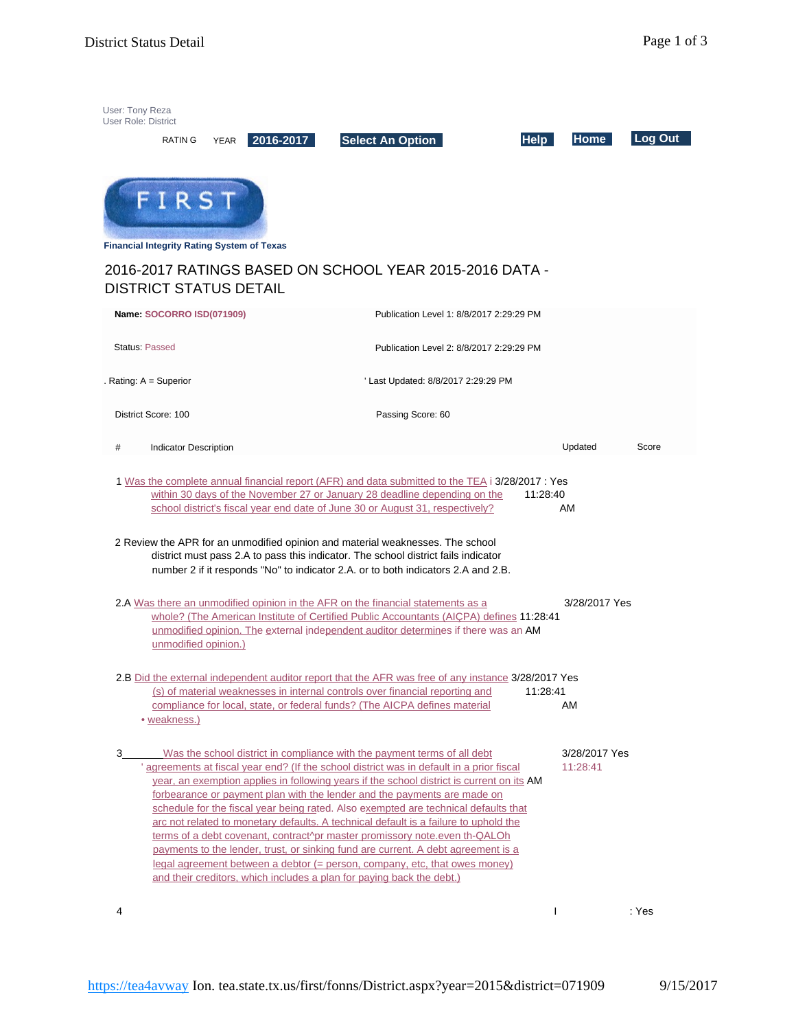User: Tony Reza
User Role: District

RATIN G YEAR **2016-2017** **Select An Option** **Help** **Home** **Log Out**

FIRST

**Financial Integrity Rating System of Texas**

## 2016-2017 RATINGS BASED ON SCHOOL YEAR 2015-2016 DATA - DISTRICT STATUS DETAIL

| | |
|---|---|
| **Name:** SOCORRO ISD(071909) | Publication Level 1: 8/8/2017 2:29:29 PM |
| Status: Passed | Publication Level 2: 8/8/2017 2:29:29 PM |
| . Rating: A = Superior | ' Last Updated: 8/8/2017 2:29:29 PM |
| District Score: 100 | Passing Score: 60 |

| # | Indicator Description | Updated | Score |
|---|---|---|---|
| 1 | Was the complete annual financial report (AFR) and data submitted to the TEA within 30 days of the November 27 or January 28 deadline depending on the school district's fiscal year end date of June 30 or August 31, respectively? | 3/28/2017 11:28:40 AM | Yes |
| 2 | Review the APR for an unmodified opinion and material weaknesses. The school district must pass 2.A to pass this indicator. The school district fails indicator number 2 if it responds "No" to indicator 2.A. or to both indicators 2.A and 2.B. | | |
| 2.A | Was there an unmodified opinion in the AFR on the financial statements as a whole? (The American Institute of Certified Public Accountants (AIÇPA) defines unmodified opinion. The external independent auditor determines if there was an unmodified opinion.) | 3/28/2017 11:28:41 AM | Yes |
| 2.B | Did the external independent auditor report that the AFR was free of any instance (s) of material weaknesses in internal controls over financial reporting and compliance for local, state, or federal funds? (The AICPA defines material • weakness.) | 3/28/2017 11:28:41 AM | Yes |
| 3 | Was the school district in compliance with the payment terms of all debt ' agreements at fiscal year end? (If the school district was in default in a prior fiscal year, an exemption applies in following years if the school district is current on its forbearance or payment plan with the lender and the payments are made on schedule for the fiscal year being rated. Also exempted are technical defaults that arc not related to monetary defaults. A technical default is a failure to uphold the terms of a debt covenant, contract^pr master promissory note.even th-QALOh payments to the lender, trust, or sinking fund are current. A debt agreement is a legal agreement between a debtor (= person, company, etc, that owes money) and their creditors, which includes a plan for paying back the debt.) | 3/28/2017 11:28:41 AM | Yes |
| 4 | | I | : Yes |

https://tea4avway Ion. tea.state.tx.us/first/fonns/District.aspx?year=2015&district=071909 9/15/2017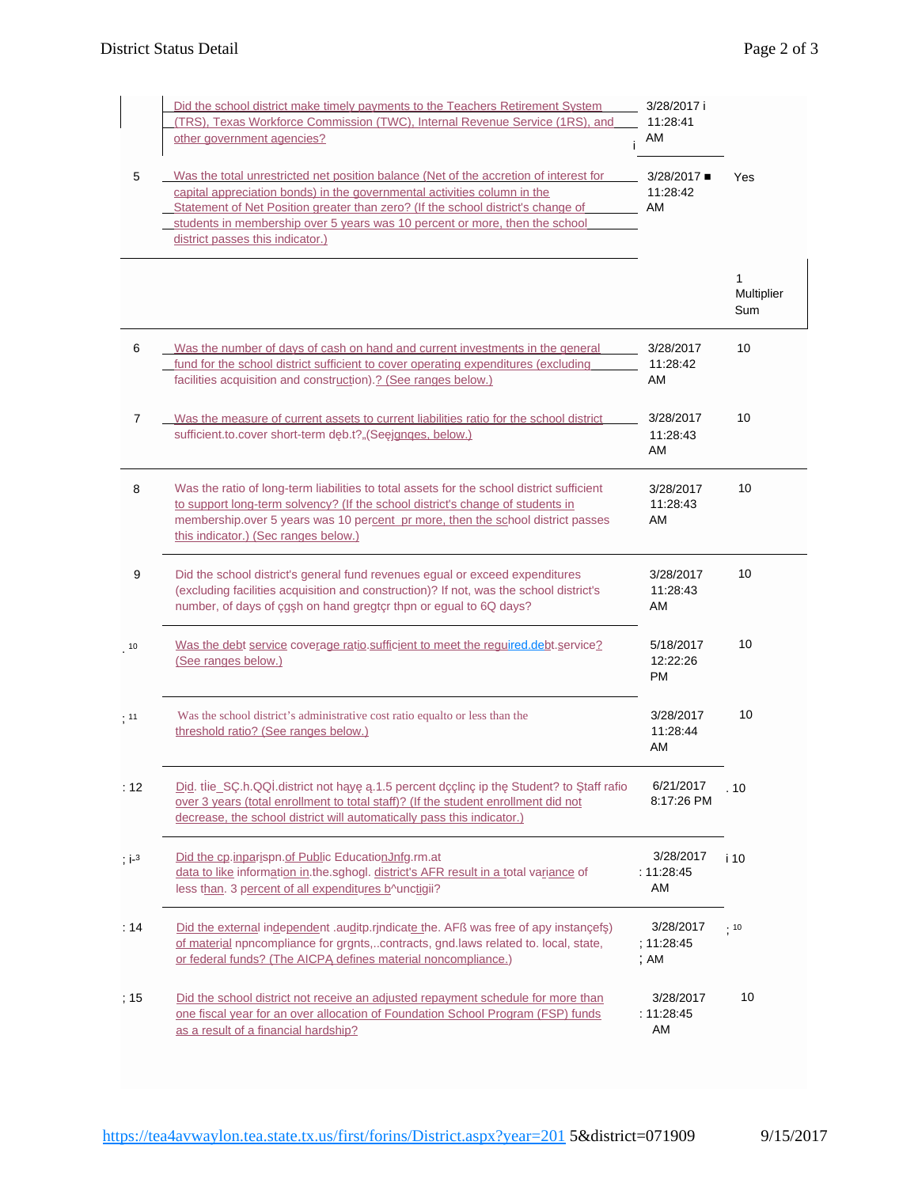| | | | |
|---|---|---|---|
| | Did the school district make timely payments to the Teachers Retirement System (TRS), Texas Workforce Commission (TWC), Internal Revenue Service (1RS), and other government agencies? | 3/28/2017 11:28:41 AM | |
| 5 | Was the total unrestricted net position balance (Net of the accretion of interest for capital appreciation bonds) in the governmental activities column in the Statement of Net Position greater than zero? (If the school district's change of students in membership over 5 years was 10 percent or more, then the school district passes this indicator.) | 3/28/2017 11:28:42 AM | Yes |
| | | | 1 Multiplier Sum |
| 6 | Was the number of days of cash on hand and current investments in the general fund for the school district sufficient to cover operating expenditures (excluding facilities acquisition and construction).? (See ranges below.) | 3/28/2017 11:28:42 AM | 10 |
| 7 | Was the measure of current assets to current liabilities ratio for the school district sufficient.to.cover short-term dẹb.t?„(Seẹjgnqes, below.) | 3/28/2017 11:28:43 AM | 10 |
| 8 | Was the ratio of long-term liabilities to total assets for the school district sufficient to support long-term solvency? (If the school district's change of students in membership.over 5 years was 10 percent pr more, then the school district passes this indicator.) (Sec ranges below.) | 3/28/2017 11:28:43 AM | 10 |
| 9 | Did the school district's general fund revenues egual or exceed expenditures (excluding facilities acquisition and construction)? If not, was the school district's number, of days of çąşh on hand gregtçr thpn or equal to 6Q days? | 3/28/2017 11:28:43 AM | 10 |
| 10 | Was the debt service coverage ratio.sufficient to meet the reguired.debt.service? (See ranges below.) | 5/18/2017 12:22:26 PM | 10 |
| 11 | Was the school district's administrative cost ratio equalto or less than the threshold ratio? (See ranges below.) | 3/28/2017 11:28:44 AM | 10 |
| 12 | Dịd. tìie_SÇ.h.QQİ.district not hạyẹ ą.1.5 percent dççlinç ip thẹ Student? to Ştaff rafio over 3 years (total enrollment to total staff)? (If the student enrollment did not decrease, the school district will automatically pass this indicator.) | 6/21/2017 8:17:26 PM | 10 |
| 13 | Did the cp.inparịspn.of Public EducationJnfg.rm.at data to like information in.the.sghogl. district's AFR result in a total variance of less than. 3 percent of all expenditures b^unctigii? | 3/28/2017 11:28:45 AM | 10 |
| 14 | Did the external independent .auditp.rjndicate the. AFß was free of apy instançefş) of material npncompliance for grgnts,..contracts, gnd.laws related to. local, state, or federal funds? (The AICPA defines material noncompliance.) | 3/28/2017 11:28:45 AM | 10 |
| 15 | Did the school district not receive an adjusted repayment schedule for more than one fiscal year for an over allocation of Foundation School Program (FSP) funds as a result of a financial hardship? | 3/28/2017 11:28:45 AM | 10 |

https://tea4avwaylon.tea.state.tx.us/first/forins/District.aspx?year=201 5&district=071909 9/15/2017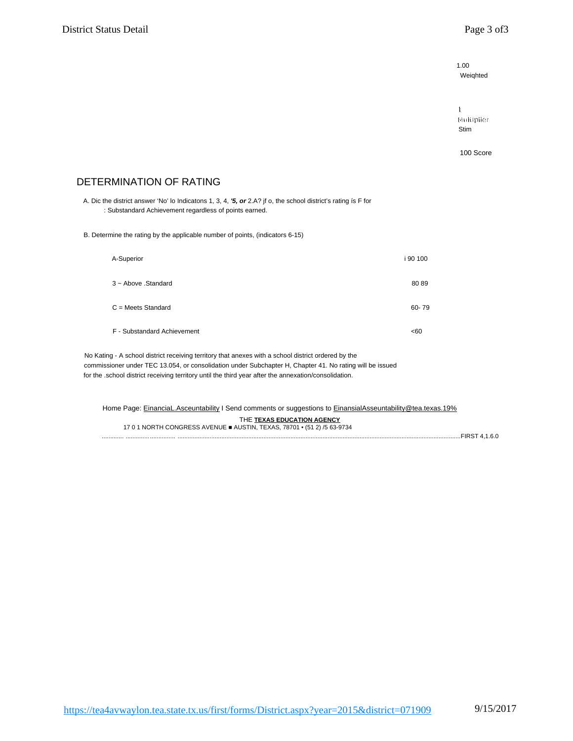1.00
Weighted

1
Multiplier
Sum

100 Score

## DETERMINATION OF RATING

A. Dic the district answer 'No' lo Indicatons 1, 3, 4, ***'5, or*** 2.A? jf o, the school district's rating is F for
: Substandard Achievement regardless of points earned.

B. Determine the rating by the applicable number of points, (indicators 6-15)

| | |
|---|---|
| A-Superior | i 90 100 |
| 3 ~ Above .Standard | 80 89 |
| C = Meets Standard | 60- 79 |
| F - Substandard Achievement | <60 |

No Kating - A school district receiving territory that anexes with a school district ordered by the commissioner under TEC 13.054, or consolidation under Subchapter H, Chapter 41. No rating will be issued for the .school district receiving territory until the third year after the annexation/consolidation.

Home Page: EinanciaL.Asceuntability I Send comments or suggestions to EinansialAsseuntability@tea.texas.19%

THE **TEXAS EDUCATION AGENCY**
17 0 1 NORTH CONGRESS AVENUE ■ AUSTIN, TEXAS, 78701 • (51 2) /5 63-9734

FIRST 4,1.6.0

https://tea4avwaylon.tea.state.tx.us/first/forms/District.aspx?year=2015&district=071909 9/15/2017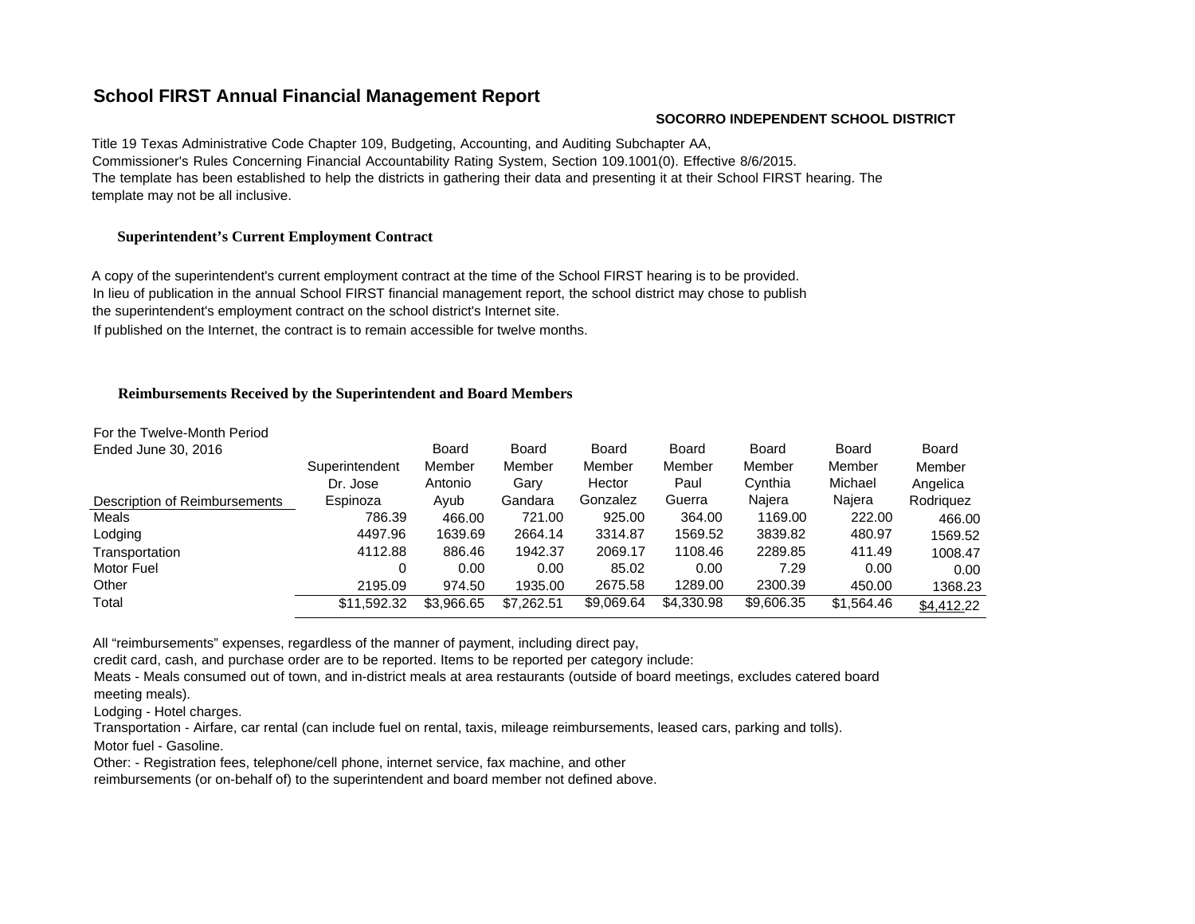# School FIRST Annual Financial Management Report

**SOCORRO INDEPENDENT SCHOOL DISTRICT**

Title 19 Texas Administrative Code Chapter 109, Budgeting, Accounting, and Auditing Subchapter AA,
Commissioner's Rules Concerning Financial Accountability Rating System, Section 109.1001(0). Effective 8/6/2015.
The template has been established to help the districts in gathering their data and presenting it at their School FIRST hearing. The template may not be all inclusive.

## Superintendent's Current Employment Contract

A copy of the superintendent's current employment contract at the time of the School FIRST hearing is to be provided.
In lieu of publication in the annual School FIRST financial management report, the school district may chose to publish the superintendent's employment contract on the school district's Internet site.
If published on the Internet, the contract is to remain accessible for twelve months.

## Reimbursements Received by the Superintendent and Board Members

| For the Twelve-Month Period Ended June 30, 2016<br>Description of Reimbursements | Superintendent Dr. Jose Espinoza | Board Member Antonio Ayub | Board Member Gary Gandara | Board Member Hector Gonzalez | Board Member Paul Guerra | Board Member Cynthia Najera | Board Member Michael Najera | Board Member Angelica Rodriquez |
|---|---|---|---|---|---|---|---|---|
| Meals | 786.39 | 466.00 | 721.00 | 925.00 | 364.00 | 1169.00 | 222.00 | 466.00 |
| Lodging | 4497.96 | 1639.69 | 2664.14 | 3314.87 | 1569.52 | 3839.82 | 480.97 | 1569.52 |
| Transportation | 4112.88 | 886.46 | 1942.37 | 2069.17 | 1108.46 | 2289.85 | 411.49 | 1008.47 |
| Motor Fuel | 0 | 0.00 | 0.00 | 85.02 | 0.00 | 7.29 | 0.00 | 0.00 |
| Other | 2195.09 | 974.50 | 1935.00 | 2675.58 | 1289.00 | 2300.39 | 450.00 | 1368.23 |
| Total | $11,592.32 | $3,966.65 | $7,262.51 | $9,069.64 | $4,330.98 | $9,606.35 | $1,564.46 | $4,412.22 |

All "reimbursements" expenses, regardless of the manner of payment, including direct pay, credit card, cash, and purchase order are to be reported. Items to be reported per category include:

Meats - Meals consumed out of town, and in-district meals at area restaurants (outside of board meetings, excludes catered board meeting meals).

Lodging - Hotel charges.

Transportation - Airfare, car rental (can include fuel on rental, taxis, mileage reimbursements, leased cars, parking and tolls).

Motor fuel - Gasoline.

Other: - Registration fees, telephone/cell phone, internet service, fax machine, and other reimbursements (or on-behalf of) to the superintendent and board member not defined above.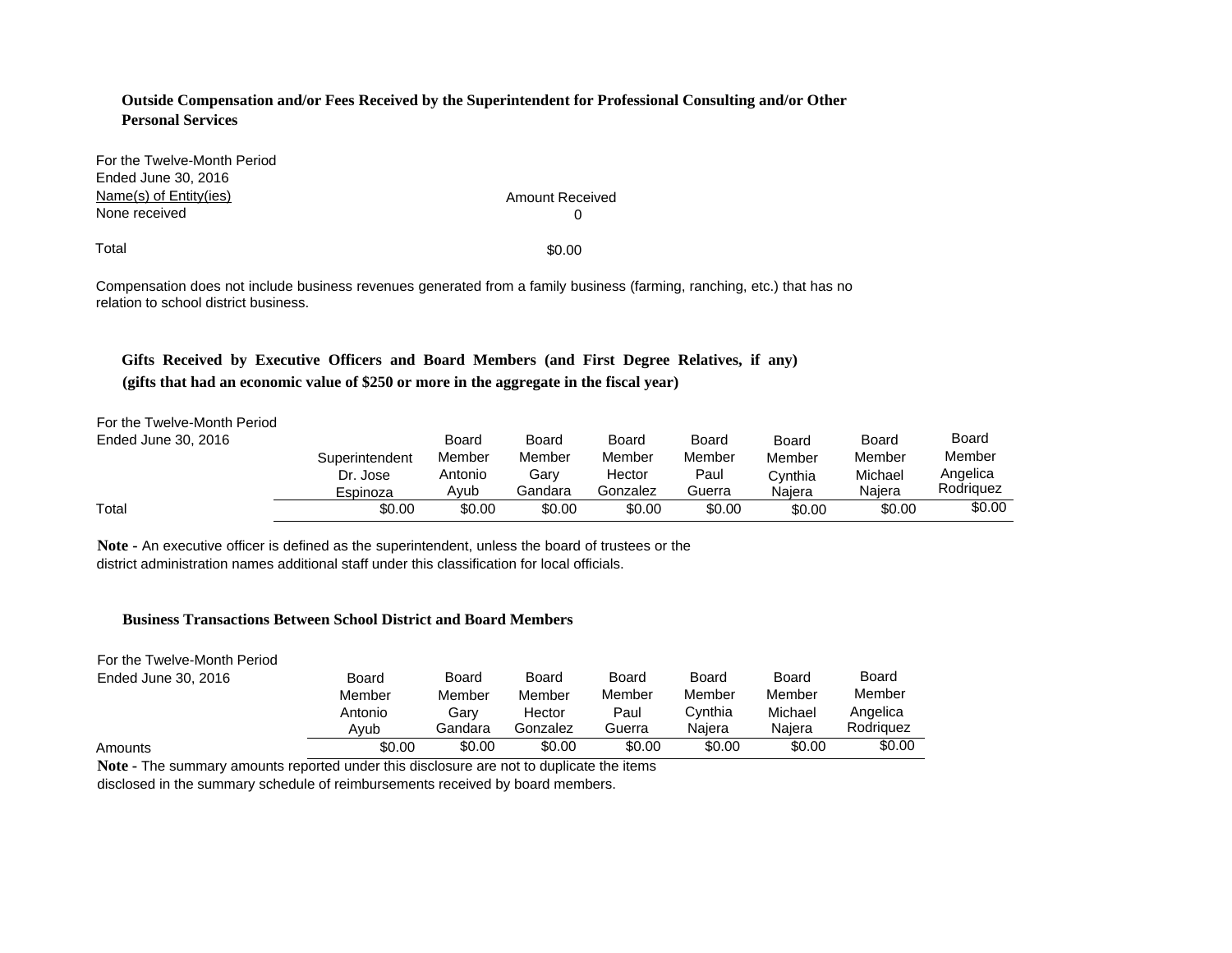**Outside Compensation and/or Fees Received by the Superintendent for Professional Consulting and/or Other Personal Services**

For the Twelve-Month Period Ended June 30, 2016

| Name(s) of Entity(ies) | Amount Received |
|---|---|
| None received | 0 |
| Total | $0.00 |

Compensation does not include business revenues generated from a family business (farming, ranching, etc.) that has no relation to school district business.

**Gifts Received by Executive Officers and Board Members (and First Degree Relatives, if any) (gifts that had an economic value of $250 or more in the aggregate in the fiscal year)**

| For the Twelve-Month Period Ended June 30, 2016 | Superintendent Dr. Jose Espinoza | Board Member Antonio Ayub | Board Member Gary Gandara | Board Member Hector Gonzalez | Board Member Paul Guerra | Board Member Cynthia Najera | Board Member Michael Najera | Board Member Angelica Rodriquez |
|---|---|---|---|---|---|---|---|---|
| Total | $0.00 | $0.00 | $0.00 | $0.00 | $0.00 | $0.00 | $0.00 | $0.00 |

**Note** - An executive officer is defined as the superintendent, unless the board of trustees or the district administration names additional staff under this classification for local officials.

**Business Transactions Between School District and Board Members**

| For the Twelve-Month Period Ended June 30, 2016 | Board Member Antonio Ayub | Board Member Gary Gandara | Board Member Hector Gonzalez | Board Member Paul Guerra | Board Member Cynthia Najera | Board Member Michael Najera | Board Member Angelica Rodriquez |
|---|---|---|---|---|---|---|---|
| Amounts | $0.00 | $0.00 | $0.00 | $0.00 | $0.00 | $0.00 | $0.00 |

**Note** - The summary amounts reported under this disclosure are not to duplicate the items disclosed in the summary schedule of reimbursements received by board members.